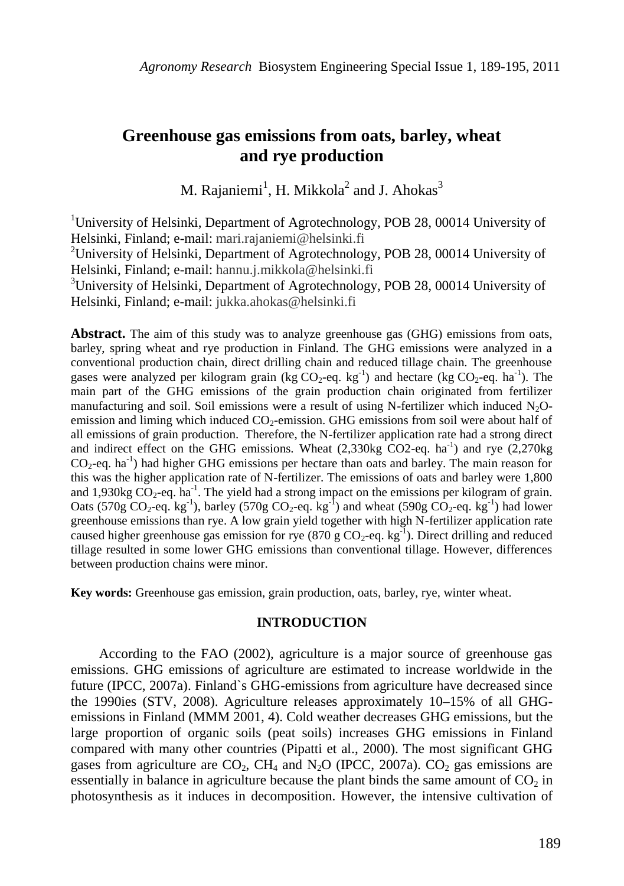# Greenhouse gas emissions from oats, barley, wheat and rye production

M. Rajaniemi[1], H. Mikkola[2] and J. Ahokas[3]

[1]University of Helsinki, Department of Agrotechnology, POB 28, 00014 University of Helsinki, Finland; e-mail: mari.rajaniemi@helsinki.fi

[2]University of Helsinki, Department of Agrotechnology, POB 28, 00014 University of Helsinki, Finland; e-mail: hannu.j.mikkola@helsinki.fi

[3]University of Helsinki, Department of Agrotechnology, POB 28, 00014 University of Helsinki, Finland; e-mail: jukka.ahokas@helsinki.fi

**Abstract.** The aim of this study was to analyze greenhouse gas (GHG) emissions from oats, barley, spring wheat and rye production in Finland. The GHG emissions were analyzed in a conventional production chain, direct drilling chain and reduced tillage chain. The greenhouse gases were analyzed per kilogram grain (kg $CO_2$-eq. $kg^{-1}$) and hectare (kg $CO_2$-eq. $ha^{-1}$). The main part of the GHG emissions of the grain production chain originated from fertilizer manufacturing and soil. Soil emissions were a result of using N-fertilizer which induced $N_2O$-emission and liming which induced $CO_2$-emission. GHG emissions from soil were about half of all emissions of grain production. Therefore, the N-fertilizer application rate had a strong direct and indirect effect on the GHG emissions. Wheat (2,330kg CO2-eq. $ha^{-1}$) and rye (2,270kg $CO_2$-eq. $ha^{-1}$) had higher GHG emissions per hectare than oats and barley. The main reason for this was the higher application rate of N-fertilizer. The emissions of oats and barley were 1,800 and 1,930kg $CO_2$-eq. $ha^{-1}$. The yield had a strong impact on the emissions per kilogram of grain. Oats (570g $CO_2$-eq. $kg^{-1}$), barley (570g $CO_2$-eq. $kg^{-1}$) and wheat (590g $CO_2$-eq. $kg^{-1}$) had lower greenhouse emissions than rye. A low grain yield together with high N-fertilizer application rate caused higher greenhouse gas emission for rye (870 g $CO_2$-eq. $kg^{-1}$). Direct drilling and reduced tillage resulted in some lower GHG emissions than conventional tillage. However, differences between production chains were minor.

**Key words:** Greenhouse gas emission, grain production, oats, barley, rye, winter wheat.

## INTRODUCTION

According to the FAO (2002), agriculture is a major source of greenhouse gas emissions. GHG emissions of agriculture are estimated to increase worldwide in the future (IPCC, 2007a). Finland`s GHG-emissions from agriculture have decreased since the 1990ies (STV, 2008). Agriculture releases approximately 10–15% of all GHG-emissions in Finland (MMM 2001, 4). Cold weather decreases GHG emissions, but the large proportion of organic soils (peat soils) increases GHG emissions in Finland compared with many other countries (Pipatti et al., 2000). The most significant GHG gases from agriculture are $CO_2$, $CH_4$ and $N_2O$ (IPCC, 2007a). $CO_2$ gas emissions are essentially in balance in agriculture because the plant binds the same amount of $CO_2$ in photosynthesis as it induces in decomposition. However, the intensive cultivation of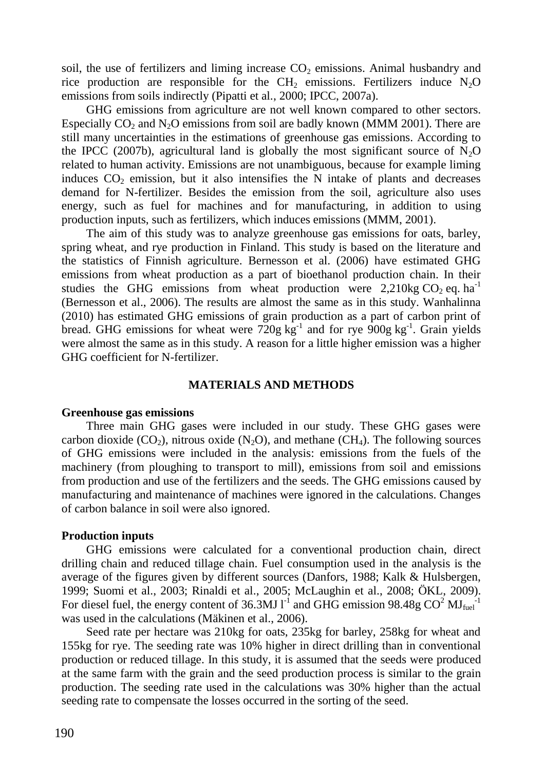soil, the use of fertilizers and liming increase $CO_2$ emissions. Animal husbandry and rice production are responsible for the $CH_2$ emissions. Fertilizers induce $N_2O$ emissions from soils indirectly (Pipatti et al., 2000; IPCC, 2007a).

GHG emissions from agriculture are not well known compared to other sectors. Especially $CO_2$ and $N_2O$ emissions from soil are badly known (MMM 2001). There are still many uncertainties in the estimations of greenhouse gas emissions. According to the IPCC (2007b), agricultural land is globally the most significant source of $N_2O$ related to human activity. Emissions are not unambiguous, because for example liming induces $CO_2$ emission, but it also intensifies the N intake of plants and decreases demand for N-fertilizer. Besides the emission from the soil, agriculture also uses energy, such as fuel for machines and for manufacturing, in addition to using production inputs, such as fertilizers, which induces emissions (MMM, 2001).

The aim of this study was to analyze greenhouse gas emissions for oats, barley, spring wheat, and rye production in Finland. This study is based on the literature and the statistics of Finnish agriculture. Bernesson et al. (2006) have estimated GHG emissions from wheat production as a part of bioethanol production chain. In their studies the GHG emissions from wheat production were 2,210kg $CO_2$ eq. $ha^{-1}$ (Bernesson et al., 2006). The results are almost the same as in this study. Wanhalinna (2010) has estimated GHG emissions of grain production as a part of carbon print of bread. GHG emissions for wheat were 720g $kg^{-1}$ and for rye 900g $kg^{-1}$. Grain yields were almost the same as in this study. A reason for a little higher emission was a higher GHG coefficient for N-fertilizer.

## MATERIALS AND METHODS

### Greenhouse gas emissions

Three main GHG gases were included in our study. These GHG gases were carbon dioxide ($CO_2$), nitrous oxide ($N_2O$), and methane ($CH_4$). The following sources of GHG emissions were included in the analysis: emissions from the fuels of the machinery (from ploughing to transport to mill), emissions from soil and emissions from production and use of the fertilizers and the seeds. The GHG emissions caused by manufacturing and maintenance of machines were ignored in the calculations. Changes of carbon balance in soil were also ignored.

### Production inputs

GHG emissions were calculated for a conventional production chain, direct drilling chain and reduced tillage chain. Fuel consumption used in the analysis is the average of the figures given by different sources (Danfors, 1988; Kalk & Hulsbergen, 1999; Suomi et al., 2003; Rinaldi et al., 2005; McLaughin et al., 2008; ÖKL, 2009). For diesel fuel, the energy content of 36.3MJ $l^{-1}$ and GHG emission 98.48g $CO^2$ $MJ_{fuel}^{-1}$ was used in the calculations (Mäkinen et al., 2006).

Seed rate per hectare was 210kg for oats, 235kg for barley, 258kg for wheat and 155kg for rye. The seeding rate was 10% higher in direct drilling than in conventional production or reduced tillage. In this study, it is assumed that the seeds were produced at the same farm with the grain and the seed production process is similar to the grain production. The seeding rate used in the calculations was 30% higher than the actual seeding rate to compensate the losses occurred in the sorting of the seed.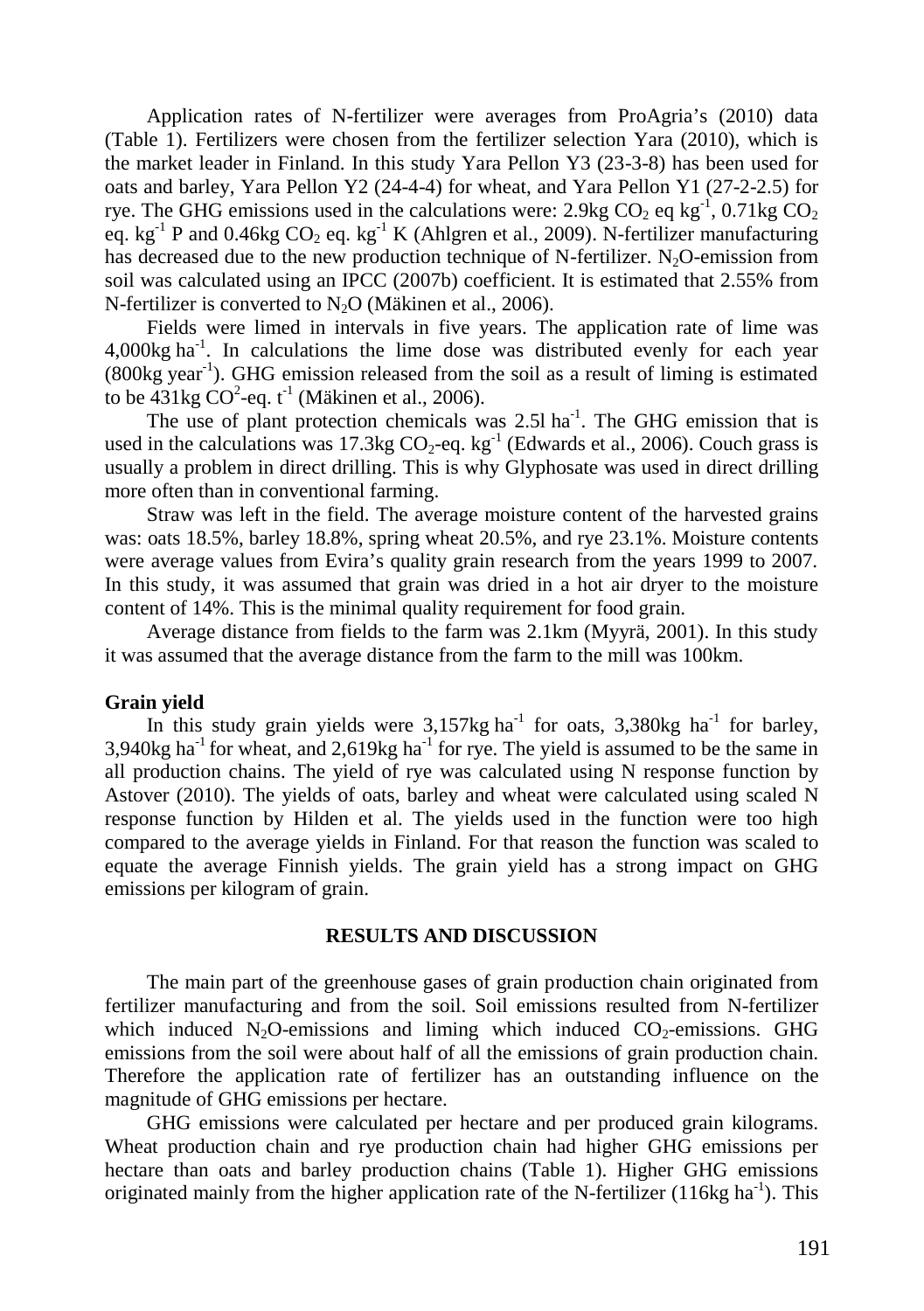Application rates of N-fertilizer were averages from ProAgria's (2010) data (Table 1). Fertilizers were chosen from the fertilizer selection Yara (2010), which is the market leader in Finland. In this study Yara Pellon Y3 (23-3-8) has been used for oats and barley, Yara Pellon Y2 (24-4-4) for wheat, and Yara Pellon Y1 (27-2-2.5) for rye. The GHG emissions used in the calculations were: 2.9kg $CO_2$ eq $kg^{-1}$, 0.71kg $CO_2$ eq. $kg^{-1}$ P and 0.46kg $CO_2$ eq. $kg^{-1}$ K (Ahlgren et al., 2009). N-fertilizer manufacturing has decreased due to the new production technique of N-fertilizer. $N_2O$-emission from soil was calculated using an IPCC (2007b) coefficient. It is estimated that 2.55% from N-fertilizer is converted to $N_2O$ (Mäkinen et al., 2006).

Fields were limed in intervals in five years. The application rate of lime was 4,000kg $ha^{-1}$. In calculations the lime dose was distributed evenly for each year (800kg $year^{-1}$). GHG emission released from the soil as a result of liming is estimated to be 431kg $CO^2$-eq. $t^{-1}$ (Mäkinen et al., 2006).

The use of plant protection chemicals was 2.5l $ha^{-1}$. The GHG emission that is used in the calculations was 17.3kg $CO_2$-eq. $kg^{-1}$ (Edwards et al., 2006). Couch grass is usually a problem in direct drilling. This is why Glyphosate was used in direct drilling more often than in conventional farming.

Straw was left in the field. The average moisture content of the harvested grains was: oats 18.5%, barley 18.8%, spring wheat 20.5%, and rye 23.1%. Moisture contents were average values from Evira's quality grain research from the years 1999 to 2007. In this study, it was assumed that grain was dried in a hot air dryer to the moisture content of 14%. This is the minimal quality requirement for food grain.

Average distance from fields to the farm was 2.1km (Myyrä, 2001). In this study it was assumed that the average distance from the farm to the mill was 100km.

**Grain yield**

In this study grain yields were 3,157kg $ha^{-1}$ for oats, 3,380kg $ha^{-1}$ for barley, 3,940kg $ha^{-1}$ for wheat, and 2,619kg $ha^{-1}$ for rye. The yield is assumed to be the same in all production chains. The yield of rye was calculated using N response function by Astover (2010). The yields of oats, barley and wheat were calculated using scaled N response function by Hilden et al. The yields used in the function were too high compared to the average yields in Finland. For that reason the function was scaled to equate the average Finnish yields. The grain yield has a strong impact on GHG emissions per kilogram of grain.

## RESULTS AND DISCUSSION

The main part of the greenhouse gases of grain production chain originated from fertilizer manufacturing and from the soil. Soil emissions resulted from N-fertilizer which induced $N_2O$-emissions and liming which induced $CO_2$-emissions. GHG emissions from the soil were about half of all the emissions of grain production chain. Therefore the application rate of fertilizer has an outstanding influence on the magnitude of GHG emissions per hectare.

GHG emissions were calculated per hectare and per produced grain kilograms. Wheat production chain and rye production chain had higher GHG emissions per hectare than oats and barley production chains (Table 1). Higher GHG emissions originated mainly from the higher application rate of the N-fertilizer (116kg $ha^{-1}$). This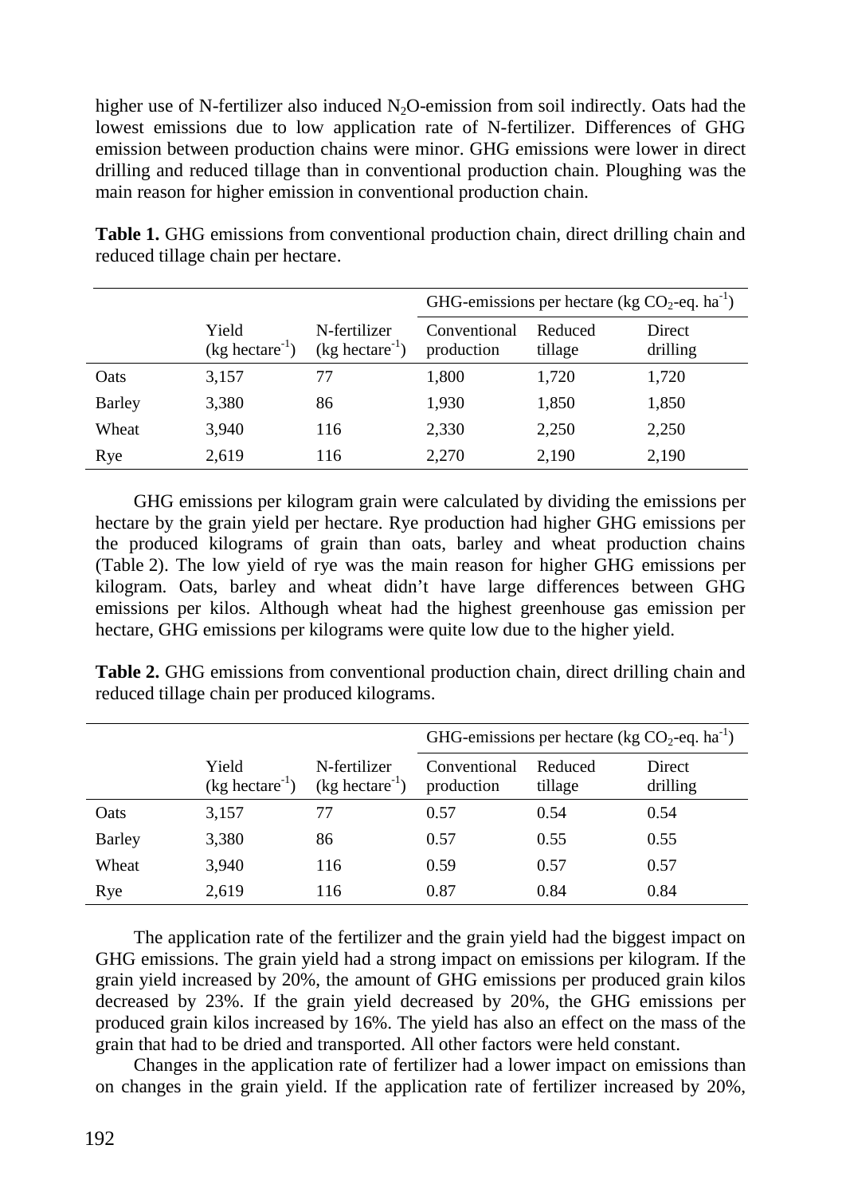higher use of N-fertilizer also induced $N_2O$-emission from soil indirectly. Oats had the lowest emissions due to low application rate of N-fertilizer. Differences of GHG emission between production chains were minor. GHG emissions were lower in direct drilling and reduced tillage than in conventional production chain. Ploughing was the main reason for higher emission in conventional production chain.

**Table 1.** GHG emissions from conventional production chain, direct drilling chain and reduced tillage chain per hectare.

| | | | GHG-emissions per hectare (kg $CO_2$-eq. $ha^{-1}$) | | |
|---|---|---|---|---|---|
| | Yield (kg $hectare^{-1}$) | N-fertilizer (kg $hectare^{-1}$) | Conventional production | Reduced tillage | Direct drilling |
| Oats | 3,157 | 77 | 1,800 | 1,720 | 1,720 |
| Barley | 3,380 | 86 | 1,930 | 1,850 | 1,850 |
| Wheat | 3,940 | 116 | 2,330 | 2,250 | 2,250 |
| Rye | 2,619 | 116 | 2,270 | 2,190 | 2,190 |

GHG emissions per kilogram grain were calculated by dividing the emissions per hectare by the grain yield per hectare. Rye production had higher GHG emissions per the produced kilograms of grain than oats, barley and wheat production chains (Table 2). The low yield of rye was the main reason for higher GHG emissions per kilogram. Oats, barley and wheat didn't have large differences between GHG emissions per kilos. Although wheat had the highest greenhouse gas emission per hectare, GHG emissions per kilograms were quite low due to the higher yield.

**Table 2.** GHG emissions from conventional production chain, direct drilling chain and reduced tillage chain per produced kilograms.

| | | | GHG-emissions per hectare (kg $CO_2$-eq. $ha^{-1}$) | | |
|---|---|---|---|---|---|
| | Yield (kg $hectare^{-1}$) | N-fertilizer (kg $hectare^{-1}$) | Conventional production | Reduced tillage | Direct drilling |
| Oats | 3,157 | 77 | 0.57 | 0.54 | 0.54 |
| Barley | 3,380 | 86 | 0.57 | 0.55 | 0.55 |
| Wheat | 3,940 | 116 | 0.59 | 0.57 | 0.57 |
| Rye | 2,619 | 116 | 0.87 | 0.84 | 0.84 |

The application rate of the fertilizer and the grain yield had the biggest impact on GHG emissions. The grain yield had a strong impact on emissions per kilogram. If the grain yield increased by 20%, the amount of GHG emissions per produced grain kilos decreased by 23%. If the grain yield decreased by 20%, the GHG emissions per produced grain kilos increased by 16%. The yield has also an effect on the mass of the grain that had to be dried and transported. All other factors were held constant.

Changes in the application rate of fertilizer had a lower impact on emissions than on changes in the grain yield. If the application rate of fertilizer increased by 20%,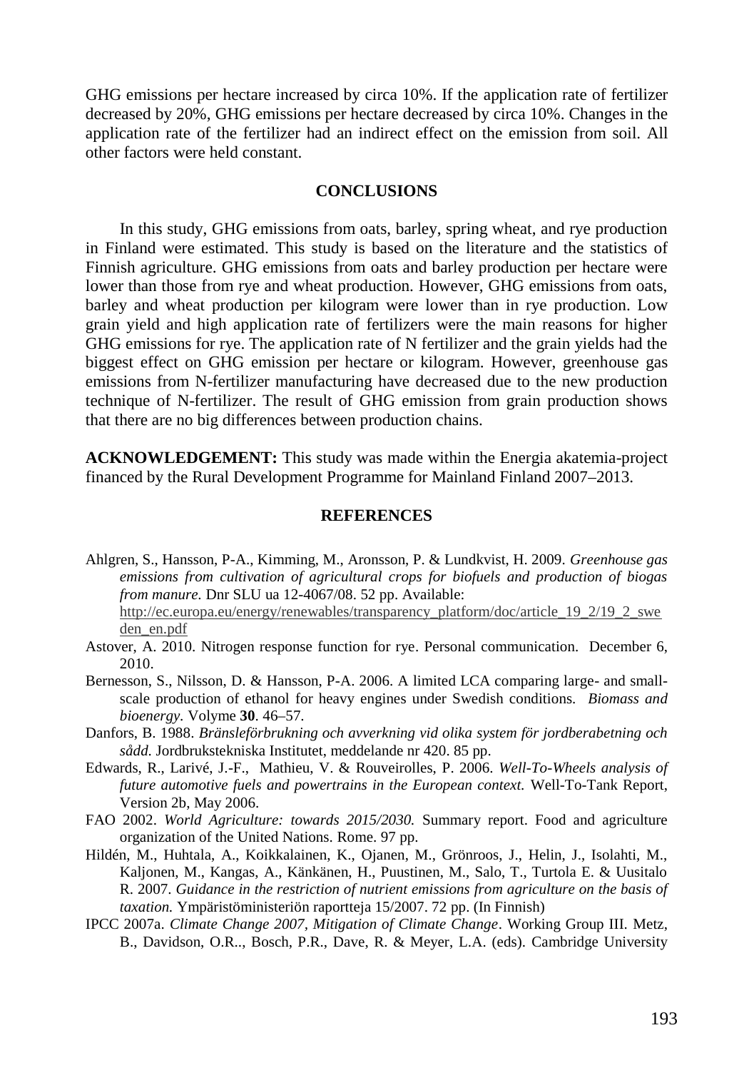GHG emissions per hectare increased by circa 10%. If the application rate of fertilizer decreased by 20%, GHG emissions per hectare decreased by circa 10%. Changes in the application rate of the fertilizer had an indirect effect on the emission from soil. All other factors were held constant.

## CONCLUSIONS

In this study, GHG emissions from oats, barley, spring wheat, and rye production in Finland were estimated. This study is based on the literature and the statistics of Finnish agriculture. GHG emissions from oats and barley production per hectare were lower than those from rye and wheat production. However, GHG emissions from oats, barley and wheat production per kilogram were lower than in rye production. Low grain yield and high application rate of fertilizers were the main reasons for higher GHG emissions for rye. The application rate of N fertilizer and the grain yields had the biggest effect on GHG emission per hectare or kilogram. However, greenhouse gas emissions from N-fertilizer manufacturing have decreased due to the new production technique of N-fertilizer. The result of GHG emission from grain production shows that there are no big differences between production chains.

**ACKNOWLEDGEMENT:** This study was made within the Energia akatemia-project financed by the Rural Development Programme for Mainland Finland 2007–2013.

## REFERENCES

Ahlgren, S., Hansson, P-A., Kimming, M., Aronsson, P. & Lundkvist, H. 2009. *Greenhouse gas emissions from cultivation of agricultural crops for biofuels and production of biogas from manure.* Dnr SLU ua 12-4067/08. 52 pp. Available: http://ec.europa.eu/energy/renewables/transparency_platform/doc/article_19_2/19_2_sweden_en.pdf

Astover, A. 2010. Nitrogen response function for rye. Personal communication. December 6, 2010.

Bernesson, S., Nilsson, D. & Hansson, P-A. 2006. A limited LCA comparing large- and small-scale production of ethanol for heavy engines under Swedish conditions. *Biomass and bioenergy.* Volyme **30**. 46–57.

Danfors, B. 1988. *Bränsleförbrukning och avverkning vid olika system för jordberabetning och sådd.* Jordbrukstekniska Institutet, meddelande nr 420. 85 pp.

Edwards, R., Larivé, J.-F., Mathieu, V. & Rouveirolles, P. 2006. *Well-To-Wheels analysis of future automotive fuels and powertrains in the European context.* Well-To-Tank Report, Version 2b, May 2006.

FAO 2002. *World Agriculture: towards 2015/2030.* Summary report. Food and agriculture organization of the United Nations. Rome. 97 pp.

Hildén, M., Huhtala, A., Koikkalainen, K., Ojanen, M., Grönroos, J., Helin, J., Isolahti, M., Kaljonen, M., Kangas, A., Känkänen, H., Puustinen, M., Salo, T., Turtola E. & Uusitalo R. 2007. *Guidance in the restriction of nutrient emissions from agriculture on the basis of taxation.* Ympäristöministeriön raportteja 15/2007. 72 pp. (In Finnish)

IPCC 2007a. *Climate Change 2007, Mitigation of Climate Change*. Working Group III. Metz, B., Davidson, O.R.., Bosch, P.R., Dave, R. & Meyer, L.A. (eds). Cambridge University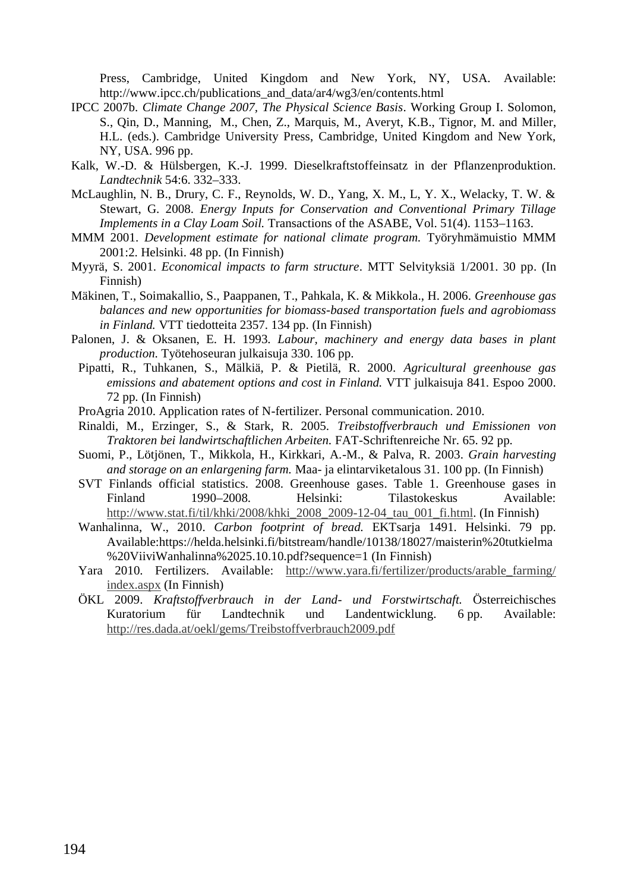Press, Cambridge, United Kingdom and New York, NY, USA. Available: http://www.ipcc.ch/publications_and_data/ar4/wg3/en/contents.html

IPCC 2007b. *Climate Change 2007, The Physical Science Basis*. Working Group I. Solomon, S., Qin, D., Manning, M., Chen, Z., Marquis, M., Averyt, K.B., Tignor, M. and Miller, H.L. (eds.). Cambridge University Press, Cambridge, United Kingdom and New York, NY, USA. 996 pp.

Kalk, W.-D. & Hülsbergen, K.-J. 1999. Dieselkraftstoffeinsatz in der Pflanzenproduktion. *Landtechnik* 54:6. 332–333.

McLaughlin, N. B., Drury, C. F., Reynolds, W. D., Yang, X. M., L, Y. X., Welacky, T. W. & Stewart, G. 2008. *Energy Inputs for Conservation and Conventional Primary Tillage Implements in a Clay Loam Soil.* Transactions of the ASABE, Vol. 51(4). 1153–1163.

MMM 2001. *Development estimate for national climate program.* Työryhmämuistio MMM 2001:2. Helsinki. 48 pp. (In Finnish)

Myyrä, S. 2001. *Economical impacts to farm structure*. MTT Selvityksiä 1/2001. 30 pp. (In Finnish)

Mäkinen, T., Soimakallio, S., Paappanen, T., Pahkala, K. & Mikkola., H. 2006. *Greenhouse gas balances and new opportunities for biomass-based transportation fuels and agrobiomass in Finland.* VTT tiedotteita 2357. 134 pp. (In Finnish)

Palonen, J. & Oksanen, E. H. 1993. *Labour, machinery and energy data bases in plant production.* Työtehoseuran julkaisuja 330. 106 pp.

Pipatti, R., Tuhkanen, S., Mälkiä, P. & Pietilä, R. 2000. *Agricultural greenhouse gas emissions and abatement options and cost in Finland.* VTT julkaisuja 841. Espoo 2000. 72 pp. (In Finnish)

ProAgria 2010. Application rates of N-fertilizer. Personal communication. 2010.

Rinaldi, M., Erzinger, S., & Stark, R. 2005. *Treibstoffverbrauch und Emissionen von Traktoren bei landwirtschaftlichen Arbeiten.* FAT-Schriftenreiche Nr. 65. 92 pp.

Suomi, P., Lötjönen, T., Mikkola, H., Kirkkari, A.-M., & Palva, R. 2003. *Grain harvesting and storage on an enlargening farm.* Maa- ja elintarviketalous 31. 100 pp. (In Finnish)

SVT Finlands official statistics. 2008. Greenhouse gases. Table 1. Greenhouse gases in Finland 1990–2008. Helsinki: Tilastokeskus Available: http://www.stat.fi/til/khki/2008/khki_2008_2009-12-04_tau_001_fi.html. (In Finnish)

Wanhalinna, W., 2010. *Carbon footprint of bread.* EKTsarja 1491. Helsinki. 79 pp. Available:https://helda.helsinki.fi/bitstream/handle/10138/18027/maisterin%20tutkielma%20ViiviWanhalinna%2025.10.10.pdf?sequence=1 (In Finnish)

Yara 2010. Fertilizers. Available: http://www.yara.fi/fertilizer/products/arable_farming/index.aspx (In Finnish)

ÖKL 2009. *Kraftstoffverbrauch in der Land- und Forstwirtschaft.* Österreichisches Kuratorium für Landtechnik und Landentwicklung. 6 pp. Available: http://res.dada.at/oekl/gems/Treibstoffverbrauch2009.pdf